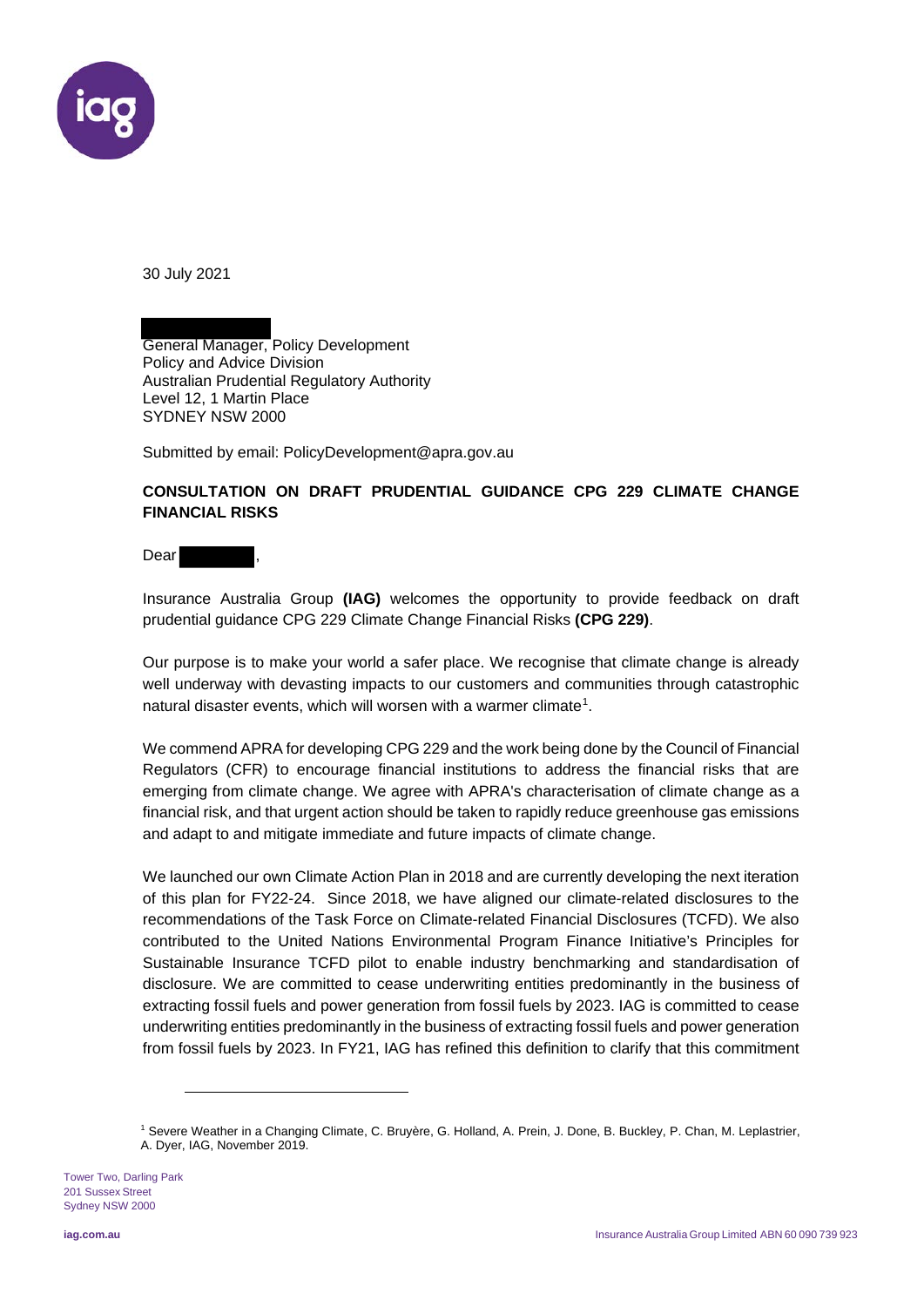30 July 2021

General Manager, Policy Development
Policy and Advice Division
Australian Prudential Regulatory Authority
Level 12, 1 Martin Place
SYDNEY NSW 2000

Submitted by email: PolicyDevelopment@apra.gov.au

**CONSULTATION ON DRAFT PRUDENTIAL GUIDANCE CPG 229 CLIMATE CHANGE FINANCIAL RISKS**

Dear ,

Insurance Australia Group **(IAG)** welcomes the opportunity to provide feedback on draft prudential guidance CPG 229 Climate Change Financial Risks **(CPG 229)**.

Our purpose is to make your world a safer place. We recognise that climate change is already well underway with devasting impacts to our customers and communities through catastrophic natural disaster events, which will worsen with a warmer climate[1].

We commend APRA for developing CPG 229 and the work being done by the Council of Financial Regulators (CFR) to encourage financial institutions to address the financial risks that are emerging from climate change. We agree with APRA's characterisation of climate change as a financial risk, and that urgent action should be taken to rapidly reduce greenhouse gas emissions and adapt to and mitigate immediate and future impacts of climate change.

We launched our own Climate Action Plan in 2018 and are currently developing the next iteration of this plan for FY22-24. Since 2018, we have aligned our climate-related disclosures to the recommendations of the Task Force on Climate-related Financial Disclosures (TCFD). We also contributed to the United Nations Environmental Program Finance Initiative's Principles for Sustainable Insurance TCFD pilot to enable industry benchmarking and standardisation of disclosure. We are committed to cease underwriting entities predominantly in the business of extracting fossil fuels and power generation from fossil fuels by 2023. IAG is committed to cease underwriting entities predominantly in the business of extracting fossil fuels and power generation from fossil fuels by 2023. In FY21, IAG has refined this definition to clarify that this commitment

[1] Severe Weather in a Changing Climate, C. Bruyère, G. Holland, A. Prein, J. Done, B. Buckley, P. Chan, M. Leplastrier, A. Dyer, IAG, November 2019.

Tower Two, Darling Park
201 Sussex Street
Sydney NSW 2000

iag.com.au

Insurance Australia Group Limited ABN 60 090 739 923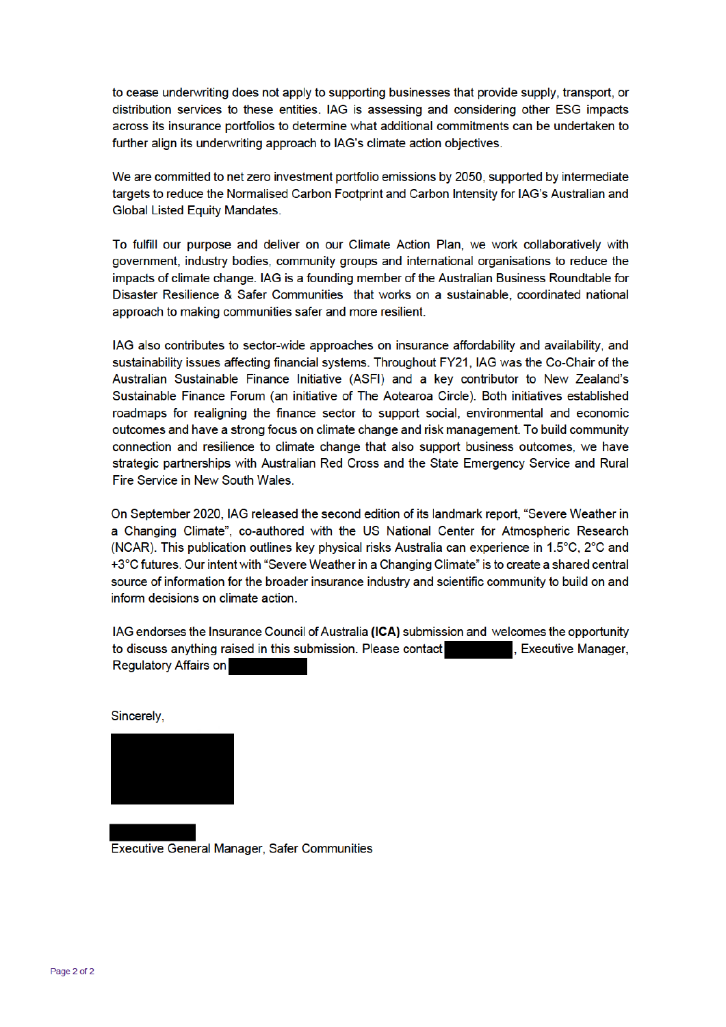to cease underwriting does not apply to supporting businesses that provide supply, transport, or distribution services to these entities. IAG is assessing and considering other ESG impacts across its insurance portfolios to determine what additional commitments can be undertaken to further align its underwriting approach to IAG's climate action objectives.

We are committed to net zero investment portfolio emissions by 2050, supported by intermediate targets to reduce the Normalised Carbon Footprint and Carbon Intensity for IAG's Australian and Global Listed Equity Mandates.

To fulfill our purpose and deliver on our Climate Action Plan, we work collaboratively with government, industry bodies, community groups and international organisations to reduce the impacts of climate change. IAG is a founding member of the Australian Business Roundtable for Disaster Resilience & Safer Communities that works on a sustainable, coordinated national approach to making communities safer and more resilient.

IAG also contributes to sector-wide approaches on insurance affordability and availability, and sustainability issues affecting financial systems. Throughout FY21, IAG was the Co-Chair of the Australian Sustainable Finance Initiative (ASFI) and a key contributor to New Zealand's Sustainable Finance Forum (an initiative of The Aotearoa Circle). Both initiatives established roadmaps for realigning the finance sector to support social, environmental and economic outcomes and have a strong focus on climate change and risk management. To build community connection and resilience to climate change that also support business outcomes, we have strategic partnerships with Australian Red Cross and the State Emergency Service and Rural Fire Service in New South Wales.

On September 2020, IAG released the second edition of its landmark report, "Severe Weather in a Changing Climate", co-authored with the US National Center for Atmospheric Research (NCAR). This publication outlines key physical risks Australia can experience in 1.5°C, 2°C and +3°C futures. Our intent with "Severe Weather in a Changing Climate" is to create a shared central source of information for the broader insurance industry and scientific community to build on and inform decisions on climate action.

IAG endorses the Insurance Council of Australia **(ICA)** submission and welcomes the opportunity to discuss anything raised in this submission. Please contact [REDACTED], Executive Manager, Regulatory Affairs on [REDACTED]

Sincerely,

[REDACTED]

[REDACTED]
Executive General Manager, Safer Communities